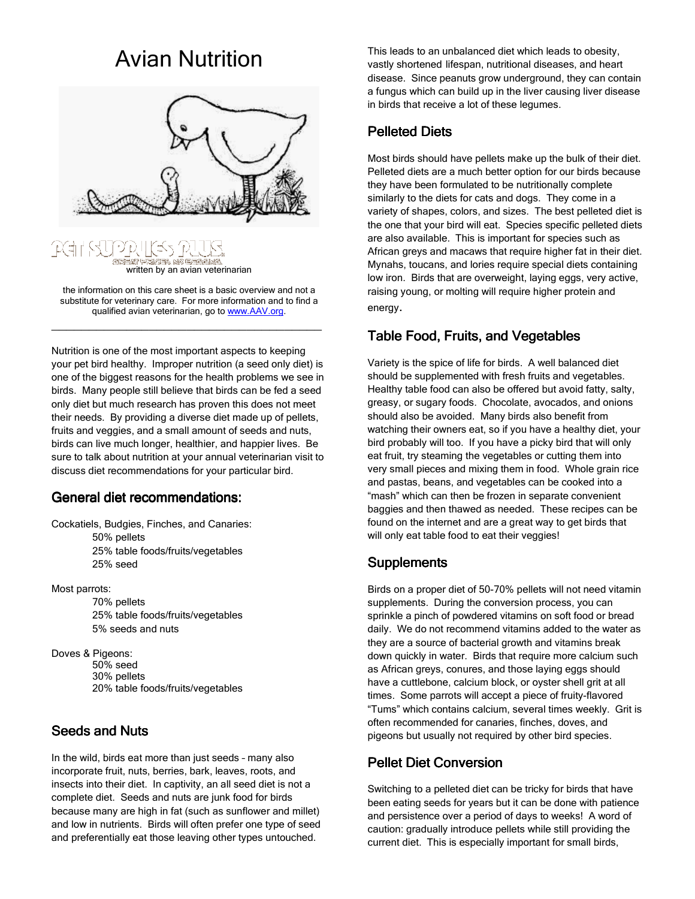# Avian Nutrition

PET SUPPLIES PLUS. GREAT PRICES. NO KIDDING.

written by an avian veterinarian

the information on this care sheet is a basic overview and not a substitute for veterinary care. For more information and to find a qualified avian veterinarian, go to www.AAV.org.

---

Nutrition is one of the most important aspects to keeping your pet bird healthy. Improper nutrition (a seed only diet) is one of the biggest reasons for the health problems we see in birds. Many people still believe that birds can be fed a seed only diet but much research has proven this does not meet their needs. By providing a diverse diet made up of pellets, fruits and veggies, and a small amount of seeds and nuts, birds can live much longer, healthier, and happier lives. Be sure to talk about nutrition at your annual veterinarian visit to discuss diet recommendations for your particular bird.

## General diet recommendations:

Cockatiels, Budgies, Finches, and Canaries:
- 50% pellets
- 25% table foods/fruits/vegetables
- 25% seed

Most parrots:
- 70% pellets
- 25% table foods/fruits/vegetables
- 5% seeds and nuts

Doves & Pigeons:
- 50% seed
- 30% pellets
- 20% table foods/fruits/vegetables

## Seeds and Nuts

In the wild, birds eat more than just seeds – many also incorporate fruit, nuts, berries, bark, leaves, roots, and insects into their diet. In captivity, an all seed diet is not a complete diet. Seeds and nuts are junk food for birds because many are high in fat (such as sunflower and millet) and low in nutrients. Birds will often prefer one type of seed and preferentially eat those leaving other types untouched. This leads to an unbalanced diet which leads to obesity, vastly shortened lifespan, nutritional diseases, and heart disease. Since peanuts grow underground, they can contain a fungus which can build up in the liver causing liver disease in birds that receive a lot of these legumes.

## Pelleted Diets

Most birds should have pellets make up the bulk of their diet. Pelleted diets are a much better option for our birds because they have been formulated to be nutritionally complete similarly to the diets for cats and dogs. They come in a variety of shapes, colors, and sizes. The best pelleted diet is the one that your bird will eat. Species specific pelleted diets are also available. This is important for species such as African greys and macaws that require higher fat in their diet. Mynahs, toucans, and lories require special diets containing low iron. Birds that are overweight, laying eggs, very active, raising young, or molting will require higher protein and energy.

## Table Food, Fruits, and Vegetables

Variety is the spice of life for birds. A well balanced diet should be supplemented with fresh fruits and vegetables. Healthy table food can also be offered but avoid fatty, salty, greasy, or sugary foods. Chocolate, avocados, and onions should also be avoided. Many birds also benefit from watching their owners eat, so if you have a healthy diet, your bird probably will too. If you have a picky bird that will only eat fruit, try steaming the vegetables or cutting them into very small pieces and mixing them in food. Whole grain rice and pastas, beans, and vegetables can be cooked into a "mash" which can then be frozen in separate convenient baggies and then thawed as needed. These recipes can be found on the internet and are a great way to get birds that will only eat table food to eat their veggies!

## Supplements

Birds on a proper diet of 50-70% pellets will not need vitamin supplements. During the conversion process, you can sprinkle a pinch of powdered vitamins on soft food or bread daily. We do not recommend vitamins added to the water as they are a source of bacterial growth and vitamins break down quickly in water. Birds that require more calcium such as African greys, conures, and those laying eggs should have a cuttlebone, calcium block, or oyster shell grit at all times. Some parrots will accept a piece of fruity-flavored "Tums" which contains calcium, several times weekly. Grit is often recommended for canaries, finches, doves, and pigeons but usually not required by other bird species.

## Pellet Diet Conversion

Switching to a pelleted diet can be tricky for birds that have been eating seeds for years but it can be done with patience and persistence over a period of days to weeks! A word of caution: gradually introduce pellets while still providing the current diet. This is especially important for small birds,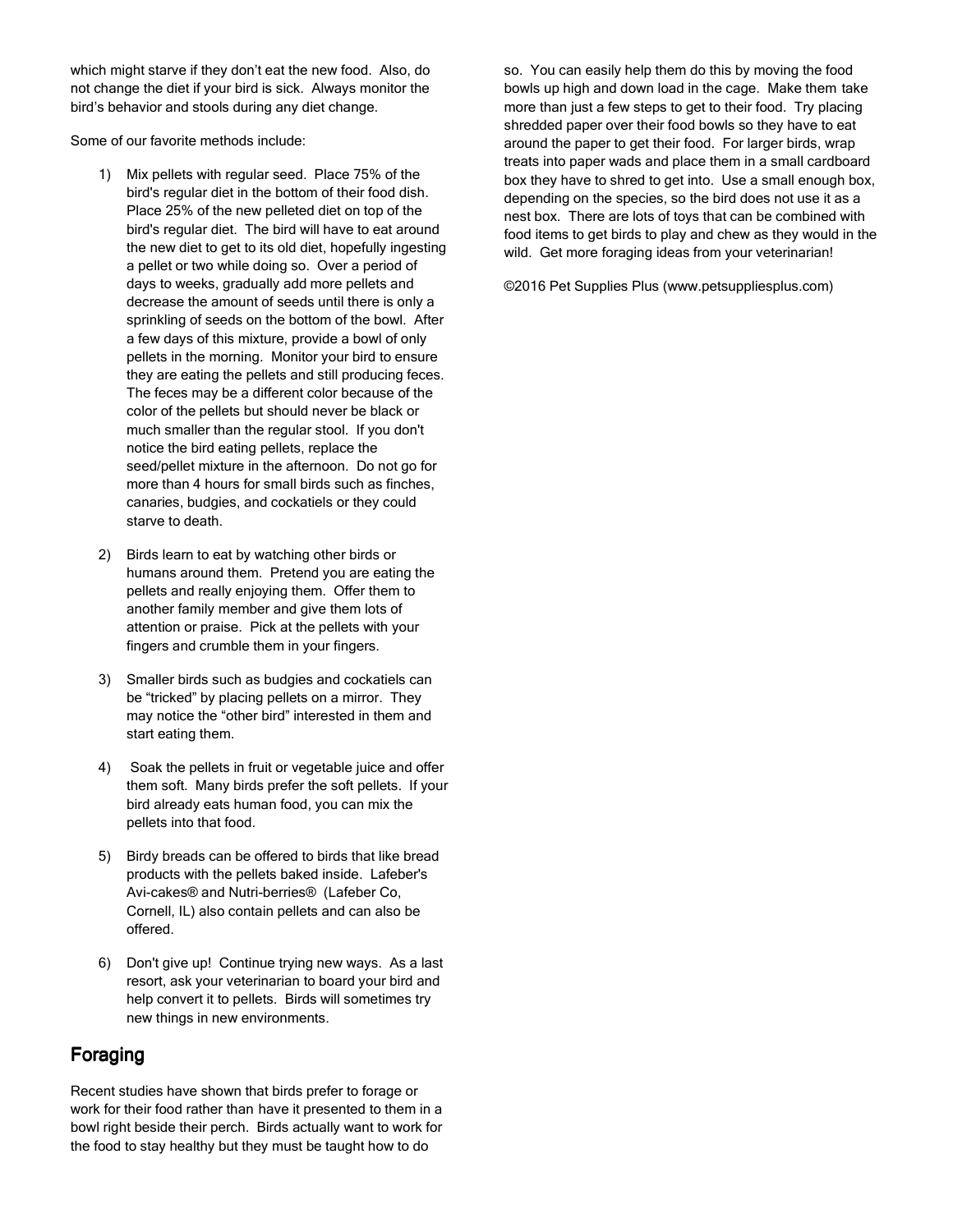which might starve if they don't eat the new food. Also, do not change the diet if your bird is sick. Always monitor the bird's behavior and stools during any diet change.

Some of our favorite methods include:

1) Mix pellets with regular seed. Place 75% of the bird's regular diet in the bottom of their food dish. Place 25% of the new pelleted diet on top of the bird's regular diet. The bird will have to eat around the new diet to get to its old diet, hopefully ingesting a pellet or two while doing so. Over a period of days to weeks, gradually add more pellets and decrease the amount of seeds until there is only a sprinkling of seeds on the bottom of the bowl. After a few days of this mixture, provide a bowl of only pellets in the morning. Monitor your bird to ensure they are eating the pellets and still producing feces. The feces may be a different color because of the color of the pellets but should never be black or much smaller than the regular stool. If you don't notice the bird eating pellets, replace the seed/pellet mixture in the afternoon. Do not go for more than 4 hours for small birds such as finches, canaries, budgies, and cockatiels or they could starve to death.

2) Birds learn to eat by watching other birds or humans around them. Pretend you are eating the pellets and really enjoying them. Offer them to another family member and give them lots of attention or praise. Pick at the pellets with your fingers and crumble them in your fingers.

3) Smaller birds such as budgies and cockatiels can be "tricked" by placing pellets on a mirror. They may notice the "other bird" interested in them and start eating them.

4) Soak the pellets in fruit or vegetable juice and offer them soft. Many birds prefer the soft pellets. If your bird already eats human food, you can mix the pellets into that food.

5) Birdy breads can be offered to birds that like bread products with the pellets baked inside. Lafeber's Avi-cakes® and Nutri-berries® (Lafeber Co, Cornell, IL) also contain pellets and can also be offered.

6) Don't give up! Continue trying new ways. As a last resort, ask your veterinarian to board your bird and help convert it to pellets. Birds will sometimes try new things in new environments.

## Foraging

Recent studies have shown that birds prefer to forage or work for their food rather than have it presented to them in a bowl right beside their perch. Birds actually want to work for the food to stay healthy but they must be taught how to do so. You can easily help them do this by moving the food bowls up high and down load in the cage. Make them take more than just a few steps to get to their food. Try placing shredded paper over their food bowls so they have to eat around the paper to get their food. For larger birds, wrap treats into paper wads and place them in a small cardboard box they have to shred to get into. Use a small enough box, depending on the species, so the bird does not use it as a nest box. There are lots of toys that can be combined with food items to get birds to play and chew as they would in the wild. Get more foraging ideas from your veterinarian!

©2016 Pet Supplies Plus (www.petsuppliesplus.com)